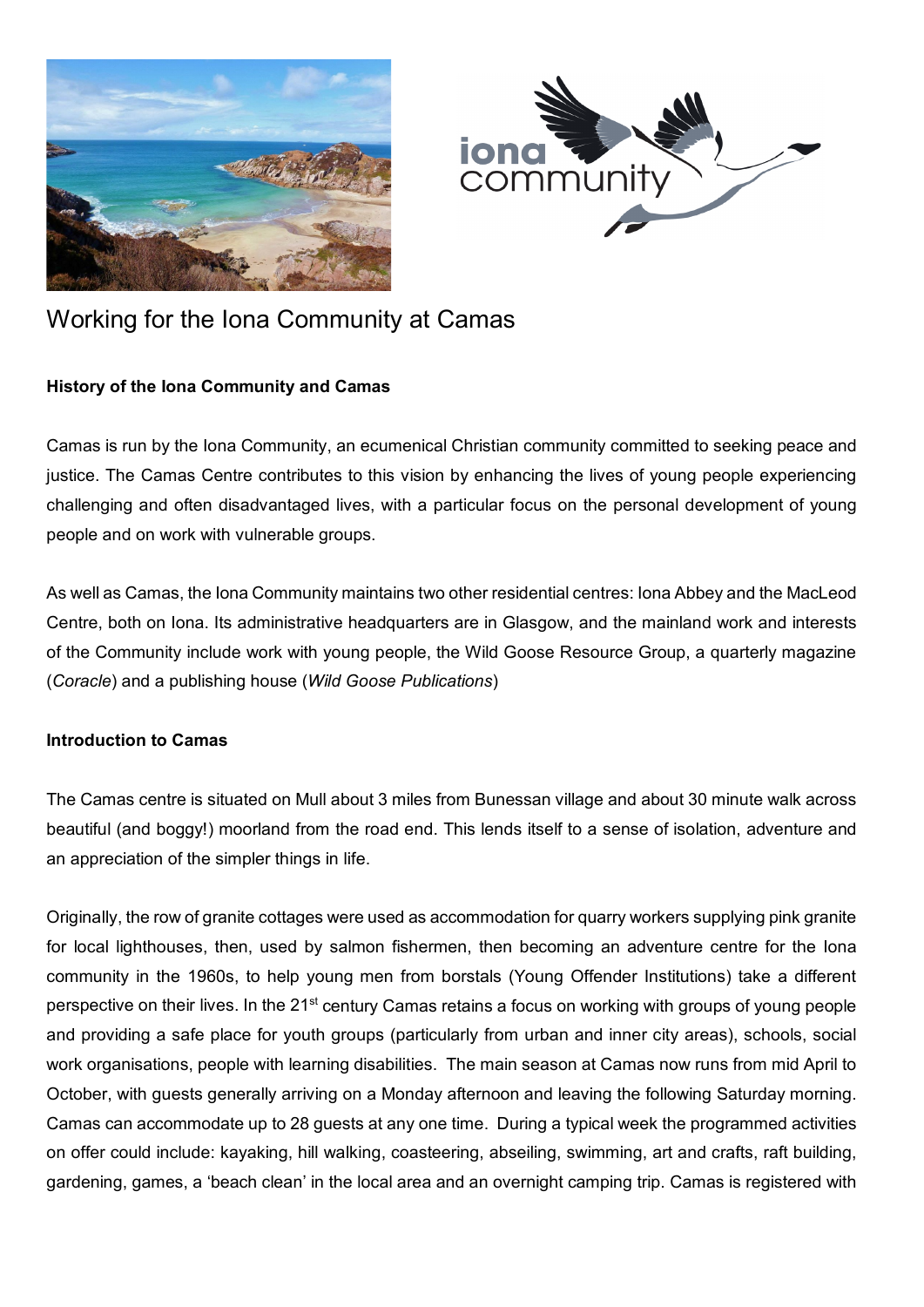# Working for the Iona Community at Camas

## History of the Iona Community and Camas

Camas is run by the Iona Community, an ecumenical Christian community committed to seeking peace and justice. The Camas Centre contributes to this vision by enhancing the lives of young people experiencing challenging and often disadvantaged lives, with a particular focus on the personal development of young people and on work with vulnerable groups.

As well as Camas, the Iona Community maintains two other residential centres: Iona Abbey and the MacLeod Centre, both on Iona. Its administrative headquarters are in Glasgow, and the mainland work and interests of the Community include work with young people, the Wild Goose Resource Group, a quarterly magazine (*Coracle*) and a publishing house (*Wild Goose Publications*)

## Introduction to Camas

The Camas centre is situated on Mull about 3 miles from Bunessan village and about 30 minute walk across beautiful (and boggy!) moorland from the road end. This lends itself to a sense of isolation, adventure and an appreciation of the simpler things in life.

Originally, the row of granite cottages were used as accommodation for quarry workers supplying pink granite for local lighthouses, then, used by salmon fishermen, then becoming an adventure centre for the Iona community in the 1960s, to help young men from borstals (Young Offender Institutions) take a different perspective on their lives. In the 21st century Camas retains a focus on working with groups of young people and providing a safe place for youth groups (particularly from urban and inner city areas), schools, social work organisations, people with learning disabilities. The main season at Camas now runs from mid April to October, with guests generally arriving on a Monday afternoon and leaving the following Saturday morning. Camas can accommodate up to 28 guests at any one time. During a typical week the programmed activities on offer could include: kayaking, hill walking, coasteering, abseiling, swimming, art and crafts, raft building, gardening, games, a 'beach clean' in the local area and an overnight camping trip. Camas is registered with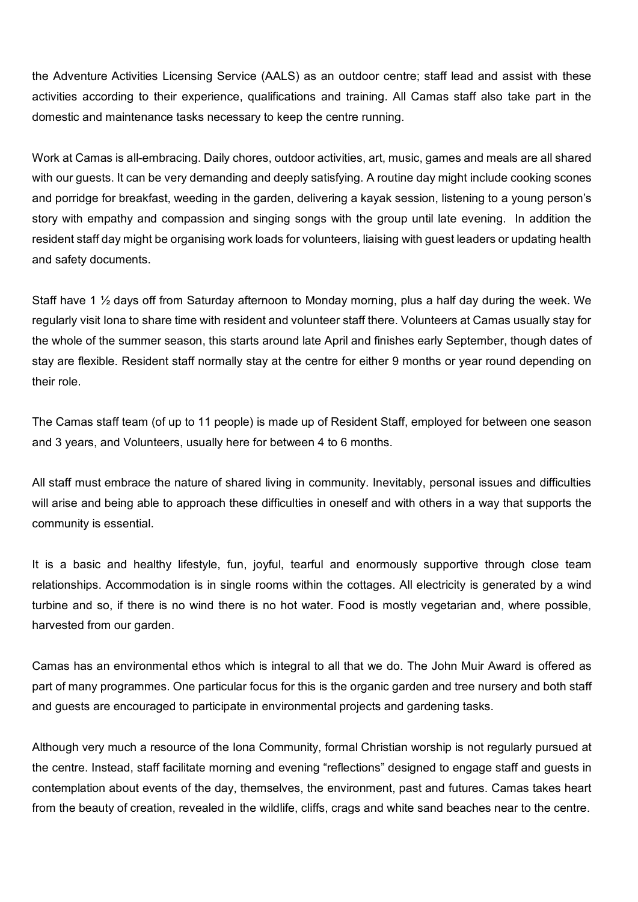the Adventure Activities Licensing Service (AALS) as an outdoor centre; staff lead and assist with these activities according to their experience, qualifications and training. All Camas staff also take part in the domestic and maintenance tasks necessary to keep the centre running.

Work at Camas is all-embracing. Daily chores, outdoor activities, art, music, games and meals are all shared with our guests. It can be very demanding and deeply satisfying. A routine day might include cooking scones and porridge for breakfast, weeding in the garden, delivering a kayak session, listening to a young person's story with empathy and compassion and singing songs with the group until late evening. In addition the resident staff day might be organising work loads for volunteers, liaising with guest leaders or updating health and safety documents.

Staff have 1 ½ days off from Saturday afternoon to Monday morning, plus a half day during the week. We regularly visit Iona to share time with resident and volunteer staff there. Volunteers at Camas usually stay for the whole of the summer season, this starts around late April and finishes early September, though dates of stay are flexible. Resident staff normally stay at the centre for either 9 months or year round depending on their role.

The Camas staff team (of up to 11 people) is made up of Resident Staff, employed for between one season and 3 years, and Volunteers, usually here for between 4 to 6 months.

All staff must embrace the nature of shared living in community. Inevitably, personal issues and difficulties will arise and being able to approach these difficulties in oneself and with others in a way that supports the community is essential.

It is a basic and healthy lifestyle, fun, joyful, tearful and enormously supportive through close team relationships. Accommodation is in single rooms within the cottages. All electricity is generated by a wind turbine and so, if there is no wind there is no hot water. Food is mostly vegetarian and, where possible, harvested from our garden.

Camas has an environmental ethos which is integral to all that we do. The John Muir Award is offered as part of many programmes. One particular focus for this is the organic garden and tree nursery and both staff and guests are encouraged to participate in environmental projects and gardening tasks.

Although very much a resource of the Iona Community, formal Christian worship is not regularly pursued at the centre. Instead, staff facilitate morning and evening "reflections" designed to engage staff and guests in contemplation about events of the day, themselves, the environment, past and futures. Camas takes heart from the beauty of creation, revealed in the wildlife, cliffs, crags and white sand beaches near to the centre.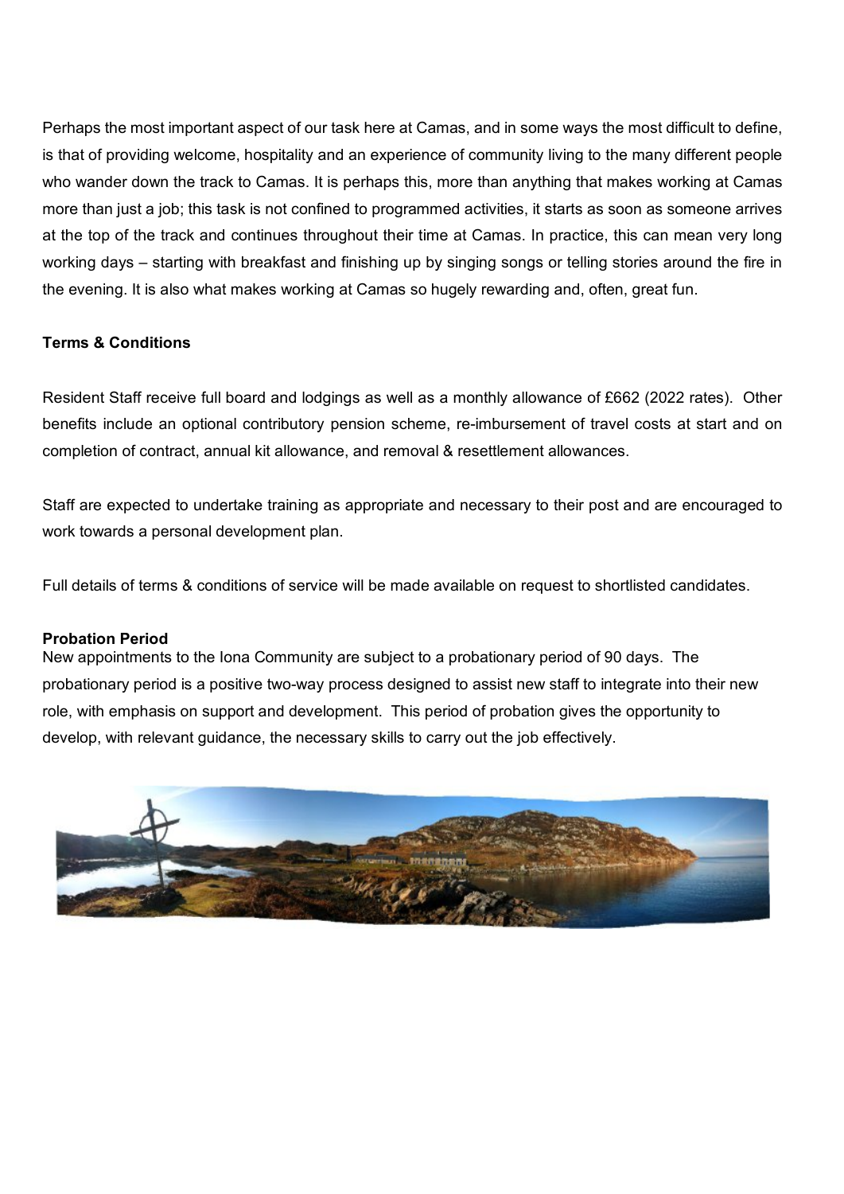Perhaps the most important aspect of our task here at Camas, and in some ways the most difficult to define, is that of providing welcome, hospitality and an experience of community living to the many different people who wander down the track to Camas. It is perhaps this, more than anything that makes working at Camas more than just a job; this task is not confined to programmed activities, it starts as soon as someone arrives at the top of the track and continues throughout their time at Camas. In practice, this can mean very long working days – starting with breakfast and finishing up by singing songs or telling stories around the fire in the evening. It is also what makes working at Camas so hugely rewarding and, often, great fun.

**Terms & Conditions**

Resident Staff receive full board and lodgings as well as a monthly allowance of £662 (2022 rates). Other benefits include an optional contributory pension scheme, re-imbursement of travel costs at start and on completion of contract, annual kit allowance, and removal & resettlement allowances.

Staff are expected to undertake training as appropriate and necessary to their post and are encouraged to work towards a personal development plan.

Full details of terms & conditions of service will be made available on request to shortlisted candidates.

**Probation Period**

New appointments to the Iona Community are subject to a probationary period of 90 days. The probationary period is a positive two-way process designed to assist new staff to integrate into their new role, with emphasis on support and development. This period of probation gives the opportunity to develop, with relevant guidance, the necessary skills to carry out the job effectively.